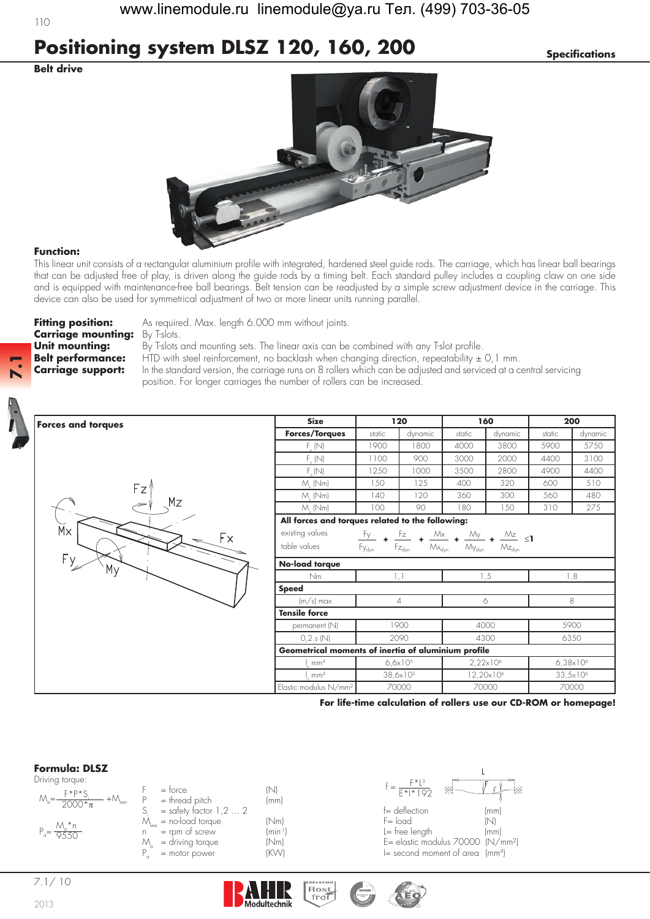# Positioning system DLSZ 120, 160, 200

**Specifications**

**Belt drive**

**Function:**

This linear unit consists of a rectangular aluminium profile with integrated, hardened steel guide rods. The carriage, which has linear ball bearings that can be adjusted free of play, is driven along the guide rods by a timing belt. Each standard pulley includes a coupling claw on one side and is equipped with maintenance-free ball bearings. Belt tension can be readjusted by a simple screw adjustment device in the carriage. This device can also be used for symmetrical adjustment of two or more linear units running parallel.

**Fitting position:** As required. Max. length 6.000 mm without joints.
**Carriage mounting:** By T-slots.
**Unit mounting:** By T-slots and mounting sets. The linear axis can be combined with any T-slot profile.
**Belt performance:** HTD with steel reinforcement, no backlash when changing direction, repeatability ± 0,1 mm.
**Carriage support:** In the standard version, the carriage runs on 8 rollers which can be adjusted and serviced at a central servicing position. For longer carriages the number of rollers can be increased.

**Forces and torques**

| Size | 120 | | 160 | | 200 | |
|---|---|---|---|---|---|---|
| **Forces/Torques** | static | dynamic | static | dynamic | static | dynamic |
| $F_x$ (N) | 1900 | 1800 | 4000 | 3800 | 5900 | 5750 |
| $F_y$ (N) | 1100 | 900 | 3000 | 2000 | 4400 | 3100 |
| $F_z$ (N) | 1250 | 1000 | 3500 | 2800 | 4900 | 4400 |
| $M_x$ (Nm) | 150 | 125 | 400 | 320 | 600 | 510 |
| $M_y$ (Nm) | 140 | 120 | 360 | 300 | 560 | 480 |
| $M_z$ (Nm) | 100 | 90 | 180 | 150 | 310 | 275 |

**All forces and torques related to the following:**

existing values / table values:

$$\frac{Fy}{Fy_{dyn}} + \frac{Fz}{Fz_{dyn}} + \frac{Mx}{Mx_{dyn}} + \frac{My}{My_{dyn}} + \frac{Mz}{Mz_{dyn}} \leq 1$$

| | 120 | 160 | 200 |
|---|---|---|---|
| **No-load torque** | | | |
| Nm | 1,1 | 1,5 | 1,8 |
| **Speed** | | | |
| (m/s) max | 4 | 6 | 8 |
| **Tensile force** | | | |
| permanent (N) | 1900 | 4000 | 5900 |
| 0,2 s (N) | 2090 | 4300 | 6350 |
| **Geometrical moments of inertia of aluminium profile** | | | |
| $I_x$ mm⁴ | $6{,}6 \times 10^5$ | $2{,}22 \times 10^6$ | $6{,}38 \times 10^6$ |
| $I_y$ mm⁴ | $38{,}6 \times 10^5$ | $12{,}20 \times 10^6$ | $33{,}5 \times 10^6$ |
| Elastic modulus N/mm² | 70000 | 70000 | 70000 |

**For life-time calculation of rollers use our CD-ROM or homepage!**

**Formula: DLSZ**

Driving torque:

$$M_a = \frac{F * P * S_i}{2000 * \pi} + M_{leer}$$

$$P_a = \frac{M_a * n}{9550}$$

- F = force (N)
- P = thread pitch (mm)
- S = safety factor 1,2 … 2
- $M_{leer}$ = no-load torque (Nm)
- n = rpm of screw (min⁻¹)
- $M_a$ = driving torque (Nm)
- $P_a$ = motor power (KW)

$$f = \frac{F * L^3}{E * I * 192}$$

- f = deflection (mm)
- F = load (N)
- L = free length (mm)
- E = elastic modulus 70000 (N/mm²)
- I = second moment of area (mm⁴)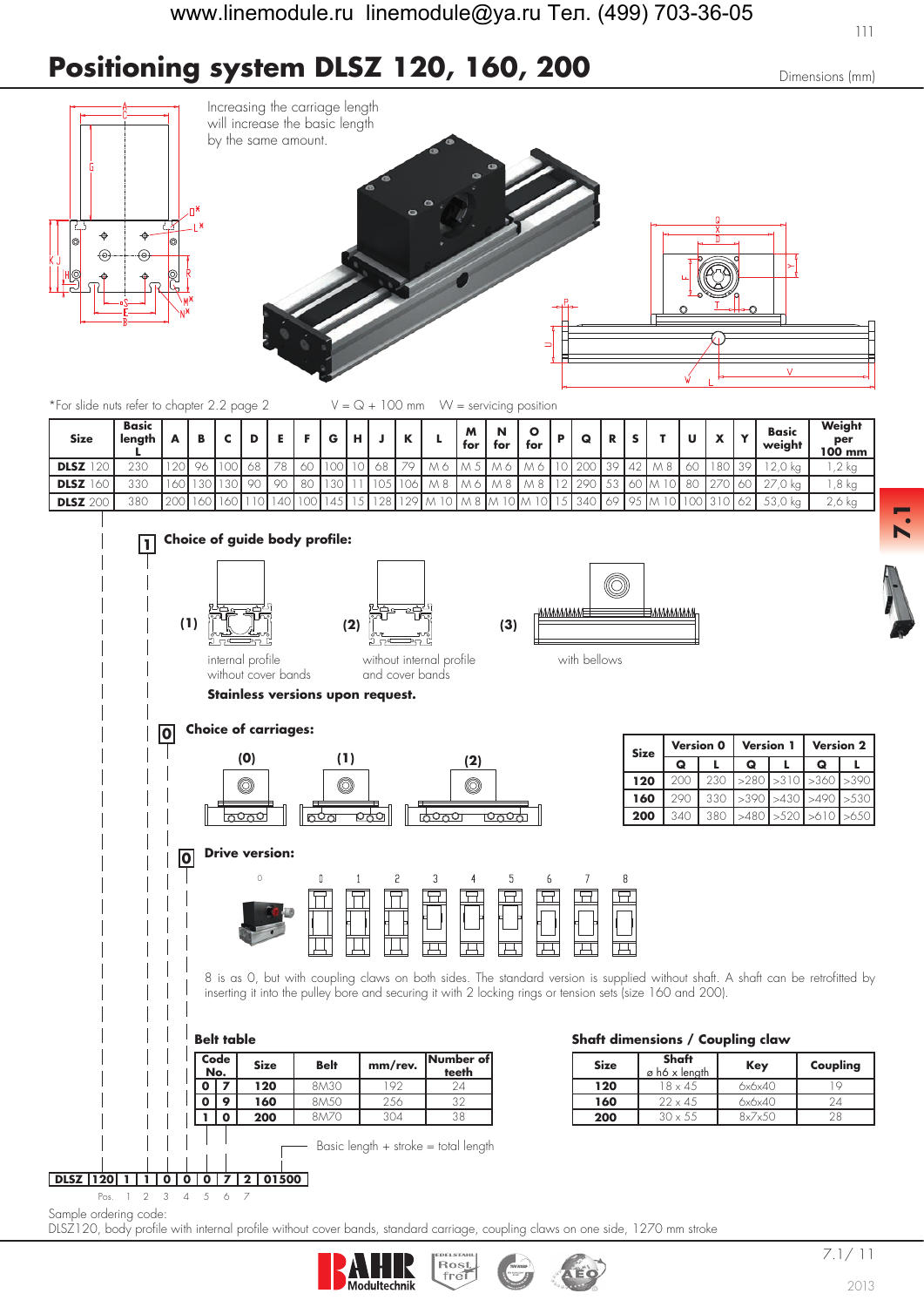www.linemodule.ru linemodule@ya.ru Тел. (499) 703-36-05

# Positioning system DLSZ 120, 160, 200

Dimensions (mm)

Increasing the carriage length will increase the basic length by the same amount.

*For slide nuts refer to chapter 2.2 page 2 V = Q + 100 mm W = servicing position

| Size | Basic length L | A | B | C | D | E | F | G | H | J | K | L | M for | N for | O for | P | Q | R | S | T | U | X | Y | Basic weight | Weight per 100 mm |
|---|---|---|---|---|---|---|---|---|---|---|---|---|---|---|---|---|---|---|---|---|---|---|---|---|---|
| DLSZ 120 | 230 | 120 | 96 | 100 | 68 | 78 | 60 | 100 | 10 | 68 | 79 | M 6 | M 5 | M 6 | M 6 | 10 | 200 | 39 | 42 | M 8 | 60 | 180 | 39 | 12,0 kg | 1,2 kg |
| DLSZ 160 | 330 | 160 | 130 | 130 | 90 | 90 | 80 | 130 | 11 | 105 | 106 | M 8 | M 6 | M 8 | M 8 | 12 | 290 | 53 | 60 | M 10 | 80 | 270 | 60 | 27,0 kg | 1,8 kg |
| DLSZ 200 | 380 | 200 | 160 | 160 | 110 | 140 | 100 | 145 | 15 | 128 | 129 | M 10 | M 8 | M 10 | M 10 | 15 | 340 | 69 | 95 | M 10 | 100 | 310 | 62 | 53,0 kg | 2,6 kg |

**1** **Choice of guide body profile:**

(1) internal profile without cover bands

(2) without internal profile and cover bands

(3) with bellows

**Stainless versions upon request.**

**0** **Choice of carriages:**

(0) (1) (2)

| Size | Version 0 | | Version 1 | | Version 2 | |
|---|---|---|---|---|---|---|
| | Q | L | Q | L | Q | L |
| 120 | 200 | 230 | >280 | >310 | >360 | >390 |
| 160 | 290 | 330 | >390 | >430 | >490 | >530 |
| 200 | 340 | 380 | >480 | >520 | >610 | >650 |

**0** **Drive version:**

0 0 1 2 3 4 5 6 7 8

8 is as 0, but with coupling claws on both sides. The standard version is supplied without shaft. A shaft can be retrofitted by inserting it into the pulley bore and securing it with 2 locking rings or tension sets (size 160 and 200).

**Belt table**

| Code No. | | Size | Belt | mm/rev. | Number of teeth |
|---|---|---|---|---|---|
| 0 | 7 | 120 | 8M30 | 192 | 24 |
| 0 | 9 | 160 | 8M50 | 256 | 32 |
| 1 | 0 | 200 | 8M70 | 304 | 38 |

**Shaft dimensions / Coupling claw**

| Size | Shaft ø h6 x length | Key | Coupling |
|---|---|---|---|
| 120 | 18 x 45 | 6x6x40 | 19 |
| 160 | 22 x 45 | 6x6x40 | 24 |
| 200 | 30 x 55 | 8x7x50 | 28 |

Basic length + stroke = total length

| DLSZ | 120 | 1 | 1 | 0 | 0 | 0 | 7 | 2 | 01500 |
|---|---|---|---|---|---|---|---|---|---|
| Pos. | 1 | 2 | 3 | 4 | 5 | 6 | 7 | | |

Sample ordering code:
DLSZ120, body profile with internal profile without cover bands, standard carriage, coupling claws on one side, 1270 mm stroke